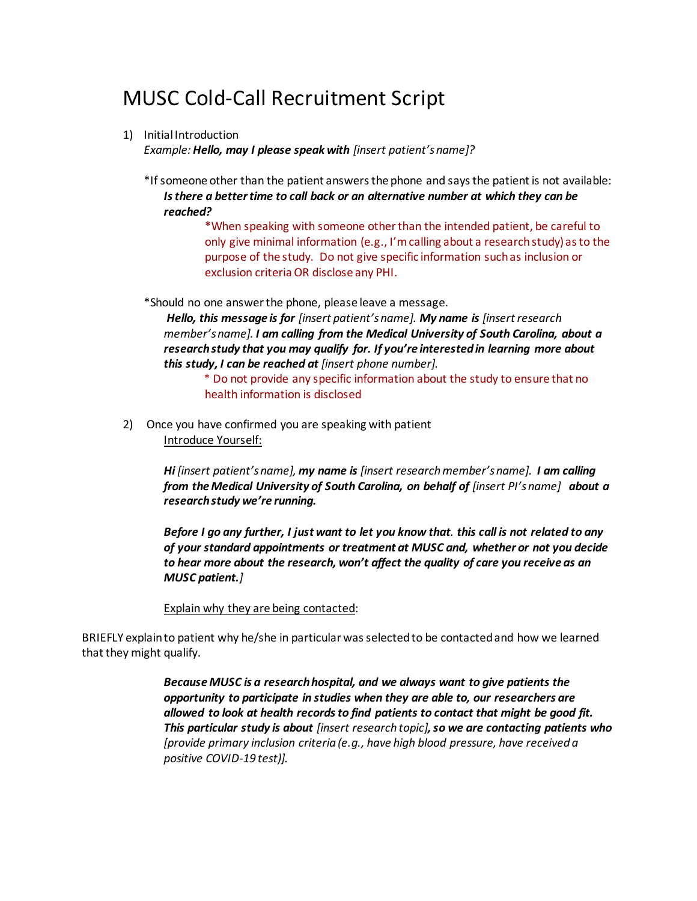# MUSC Cold-Call Recruitment Script

1) Initial Introduction
   *Example:* ***Hello, may I please speak with*** *[insert patient's name]?*

   *If someone other than the patient answers the phone and says the patient is not available:
   ***Is there a better time to call back or an alternative number at which they can be reached?***

   *When speaking with someone other than the intended patient, be careful to only give minimal information (e.g., I'm calling about a research study) as to the purpose of the study. Do not give specific information such as inclusion or exclusion criteria OR disclose any PHI.

   *Should no one answer the phone, please leave a message.
   ***Hello, this message is for*** *[insert patient's name].* ***My name is*** *[insert research member's name].* ***I am calling from the Medical University of South Carolina, about a research study that you may qualify for. If you're interested in learning more about this study, I can be reached at*** *[insert phone number].*

   * Do not provide any specific information about the study to ensure that no health information is disclosed

2) Once you have confirmed you are speaking with patient
   Introduce Yourself:

   ***Hi*** *[insert patient's name],* ***my name is*** *[insert research member's name].* ***I am calling from the Medical University of South Carolina, on behalf of*** *[insert PI's name]* ***about a research study we're running.***

   ***Before I go any further, I just want to let you know that. this call is not related to any of your standard appointments or treatment at MUSC and, whether or not you decide to hear more about the research, won't affect the quality of care you receive as an MUSC patient.]***

   Explain why they are being contacted:

BRIEFLY explain to patient why he/she in particular was selected to be contacted and how we learned that they might qualify.

***Because MUSC is a research hospital, and we always want to give patients the opportunity to participate in studies when they are able to, our researchers are allowed to look at health records to find patients to contact that might be good fit. This particular study is about*** *[insert research topic]****, so we are contacting patients who*** *[provide primary inclusion criteria (e.g., have high blood pressure, have received a positive COVID-19 test)].*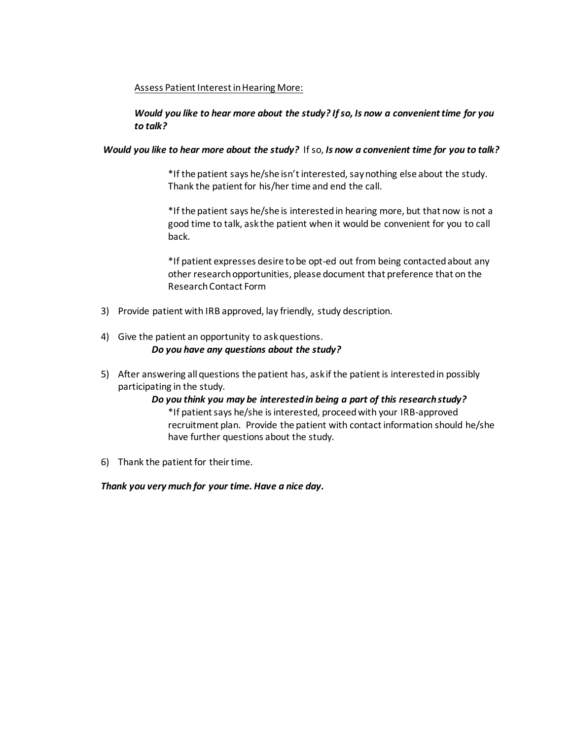<u>Assess Patient Interest in Hearing More:</u>

***Would you like to hear more about the study? If so, Is now a convenient time for you to talk?***

***Would you like to hear more about the study?*** If so, ***Is now a convenient time for you to talk?***

*If the patient says he/she isn't interested, say nothing else about the study. Thank the patient for his/her time and end the call.

*If the patient says he/she is interested in hearing more, but that now is not a good time to talk, ask the patient when it would be convenient for you to call back.

*If patient expresses desire to be opt-ed out from being contacted about any other research opportunities, please document that preference that on the Research Contact Form

3) Provide patient with IRB approved, lay friendly, study description.

4) Give the patient an opportunity to ask questions.

   ***Do you have any questions about the study?***

5) After answering all questions the patient has, ask if the patient is interested in possibly participating in the study.

   ***Do you think you may be interested in being a part of this research study?***

   *If patient says he/she is interested, proceed with your IRB-approved recruitment plan. Provide the patient with contact information should he/she have further questions about the study.

6) Thank the patient for their time.

***Thank you very much for your time. Have a nice day.***